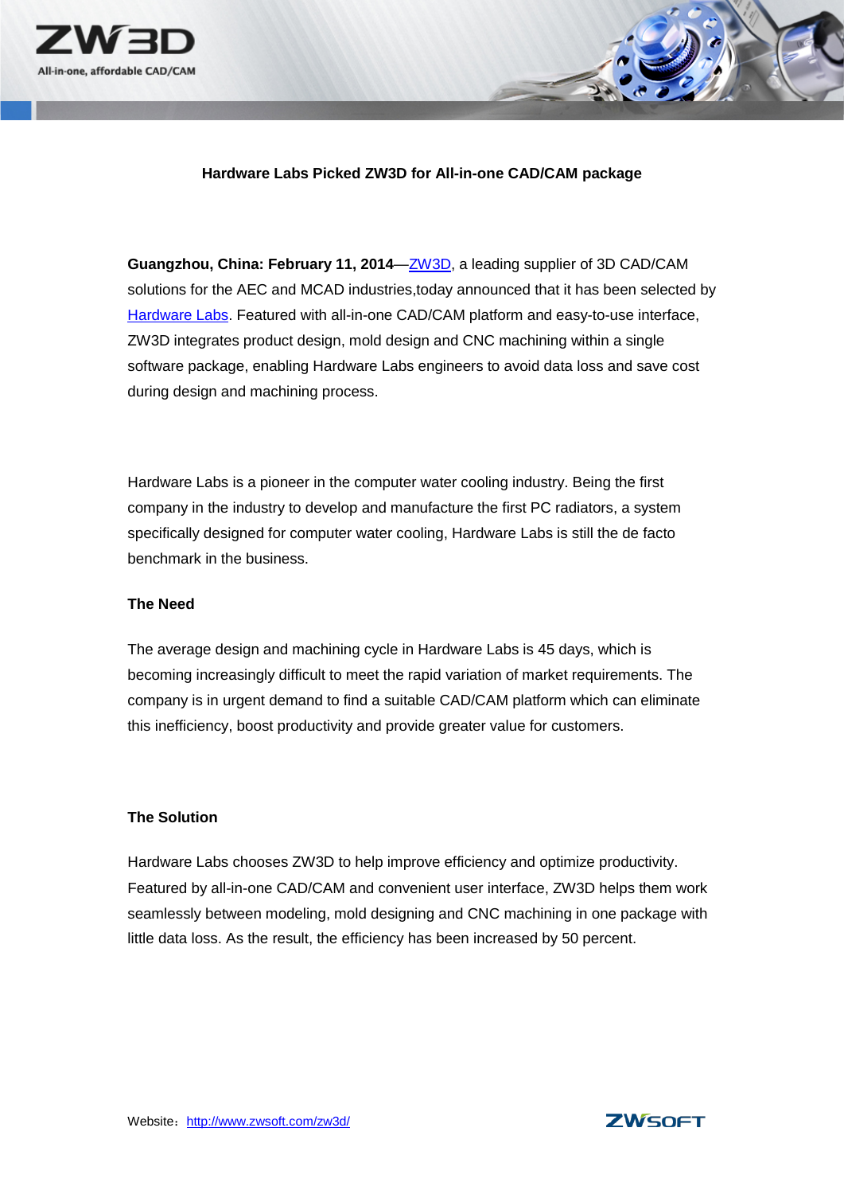# Hardware Labs Picked ZW3D for All-in-one CAD/CAM package

**Guangzhou, China: February 11, 2014**—ZW3D, a leading supplier of 3D CAD/CAM solutions for the AEC and MCAD industries,today announced that it has been selected by Hardware Labs. Featured with all-in-one CAD/CAM platform and easy-to-use interface, ZW3D integrates product design, mold design and CNC machining within a single software package, enabling Hardware Labs engineers to avoid data loss and save cost during design and machining process.

Hardware Labs is a pioneer in the computer water cooling industry. Being the first company in the industry to develop and manufacture the first PC radiators, a system specifically designed for computer water cooling, Hardware Labs is still the de facto benchmark in the business.

## The Need

The average design and machining cycle in Hardware Labs is 45 days, which is becoming increasingly difficult to meet the rapid variation of market requirements. The company is in urgent demand to find a suitable CAD/CAM platform which can eliminate this inefficiency, boost productivity and provide greater value for customers.

## The Solution

Hardware Labs chooses ZW3D to help improve efficiency and optimize productivity. Featured by all-in-one CAD/CAM and convenient user interface, ZW3D helps them work seamlessly between modeling, mold designing and CNC machining in one package with little data loss. As the result, the efficiency has been increased by 50 percent.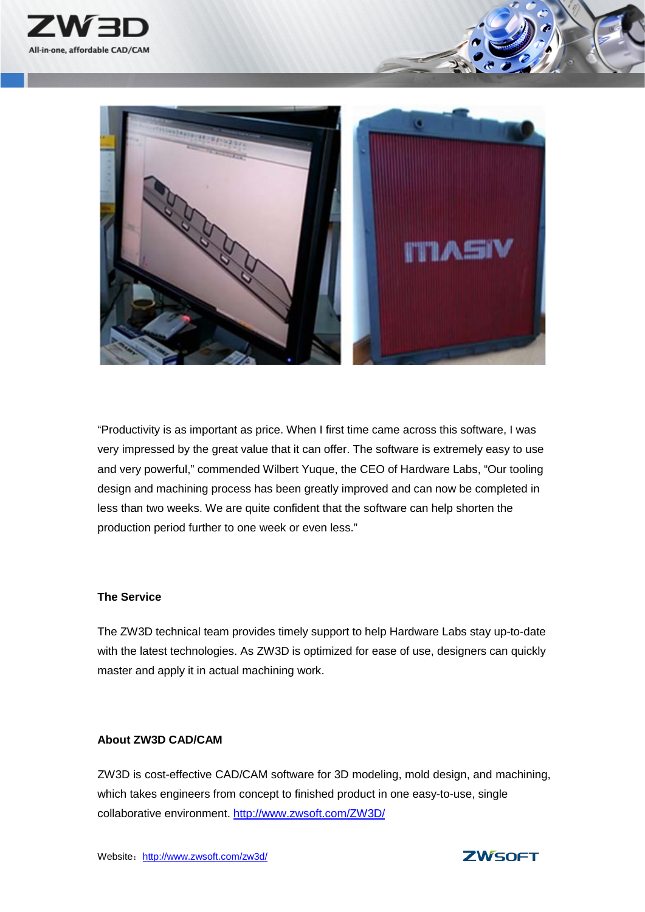"Productivity is as important as price. When I first time came across this software, I was very impressed by the great value that it can offer. The software is extremely easy to use and very powerful," commended Wilbert Yuque, the CEO of Hardware Labs, "Our tooling design and machining process has been greatly improved and can now be completed in less than two weeks. We are quite confident that the software can help shorten the production period further to one week or even less."

**The Service**

The ZW3D technical team provides timely support to help Hardware Labs stay up-to-date with the latest technologies. As ZW3D is optimized for ease of use, designers can quickly master and apply it in actual machining work.

**About ZW3D CAD/CAM**

ZW3D is cost-effective CAD/CAM software for 3D modeling, mold design, and machining, which takes engineers from concept to finished product in one easy-to-use, single collaborative environment. http://www.zwsoft.com/ZW3D/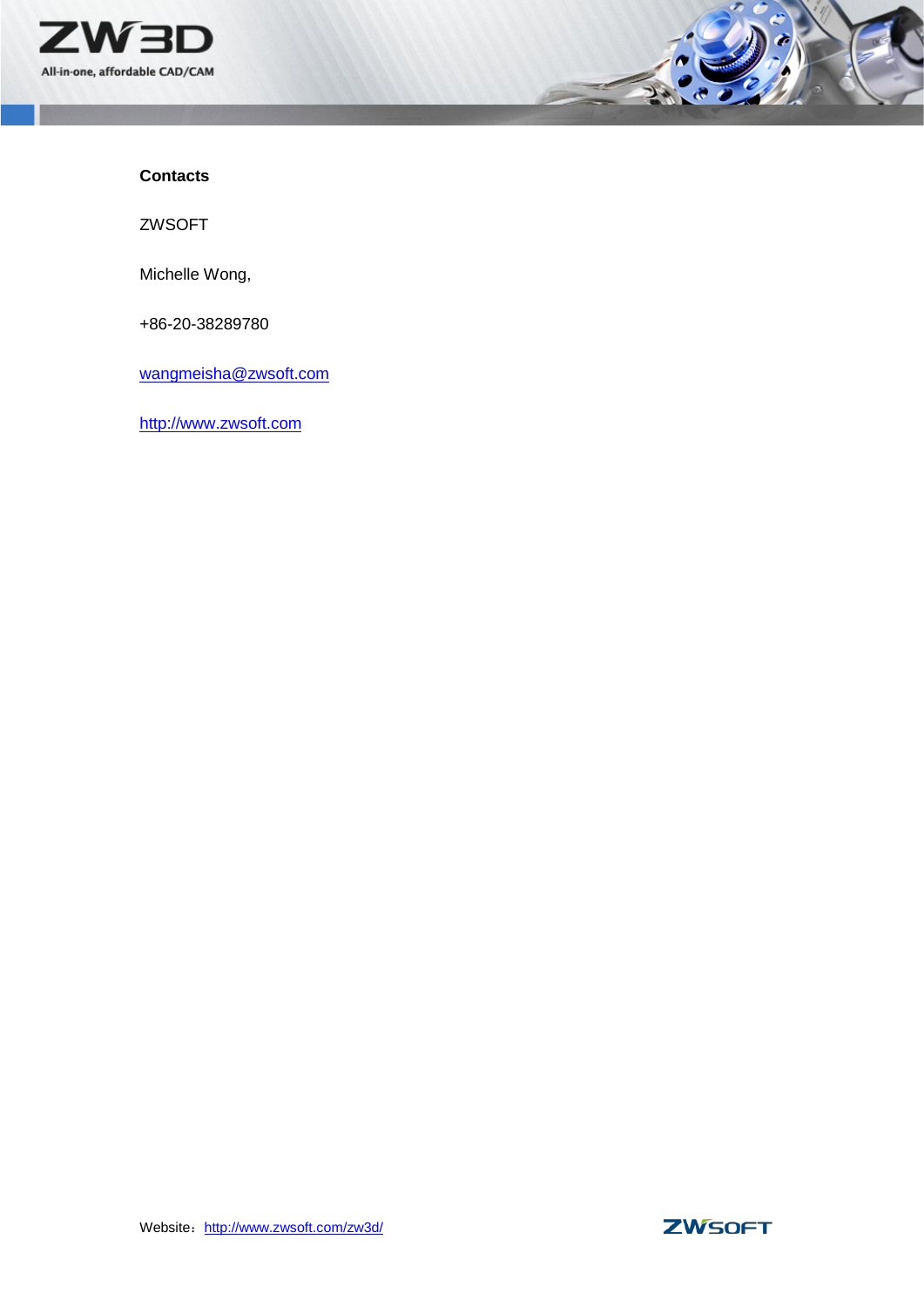**Contacts**

ZWSOFT

Michelle Wong,

+86-20-38289780

wangmeisha@zwsoft.com

http://www.zwsoft.com